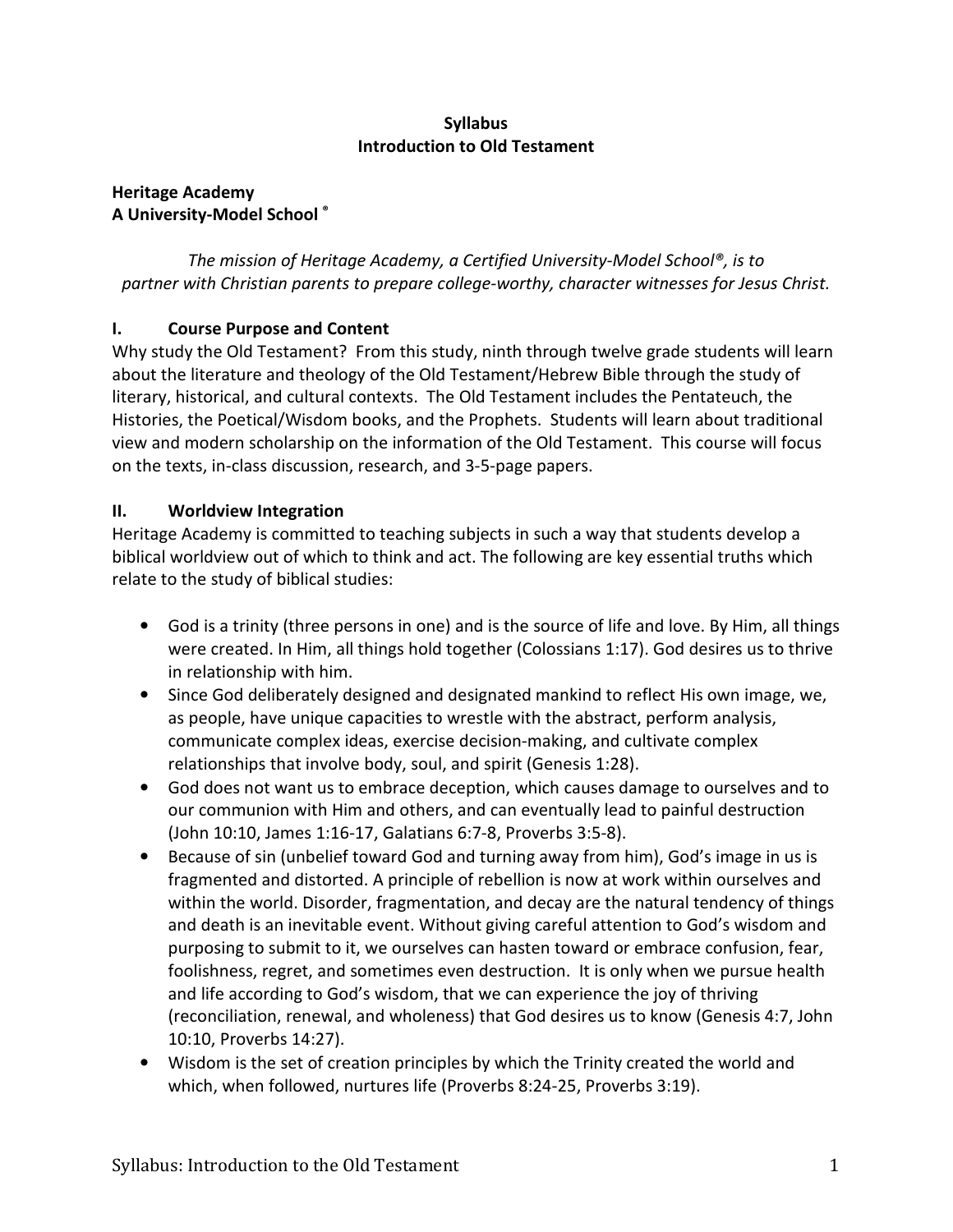**Syllabus**
**Introduction to Old Testament**

**Heritage Academy**
**A University-Model School ®**

*The mission of Heritage Academy, a Certified University-Model School®, is to partner with Christian parents to prepare college-worthy, character witnesses for Jesus Christ.*

## I. Course Purpose and Content

Why study the Old Testament? From this study, ninth through twelve grade students will learn about the literature and theology of the Old Testament/Hebrew Bible through the study of literary, historical, and cultural contexts. The Old Testament includes the Pentateuch, the Histories, the Poetical/Wisdom books, and the Prophets. Students will learn about traditional view and modern scholarship on the information of the Old Testament. This course will focus on the texts, in-class discussion, research, and 3-5-page papers.

## II. Worldview Integration

Heritage Academy is committed to teaching subjects in such a way that students develop a biblical worldview out of which to think and act. The following are key essential truths which relate to the study of biblical studies:

- God is a trinity (three persons in one) and is the source of life and love. By Him, all things were created. In Him, all things hold together (Colossians 1:17). God desires us to thrive in relationship with him.
- Since God deliberately designed and designated mankind to reflect His own image, we, as people, have unique capacities to wrestle with the abstract, perform analysis, communicate complex ideas, exercise decision-making, and cultivate complex relationships that involve body, soul, and spirit (Genesis 1:28).
- God does not want us to embrace deception, which causes damage to ourselves and to our communion with Him and others, and can eventually lead to painful destruction (John 10:10, James 1:16-17, Galatians 6:7-8, Proverbs 3:5-8).
- Because of sin (unbelief toward God and turning away from him), God's image in us is fragmented and distorted. A principle of rebellion is now at work within ourselves and within the world. Disorder, fragmentation, and decay are the natural tendency of things and death is an inevitable event. Without giving careful attention to God's wisdom and purposing to submit to it, we ourselves can hasten toward or embrace confusion, fear, foolishness, regret, and sometimes even destruction. It is only when we pursue health and life according to God's wisdom, that we can experience the joy of thriving (reconciliation, renewal, and wholeness) that God desires us to know (Genesis 4:7, John 10:10, Proverbs 14:27).
- Wisdom is the set of creation principles by which the Trinity created the world and which, when followed, nurtures life (Proverbs 8:24-25, Proverbs 3:19).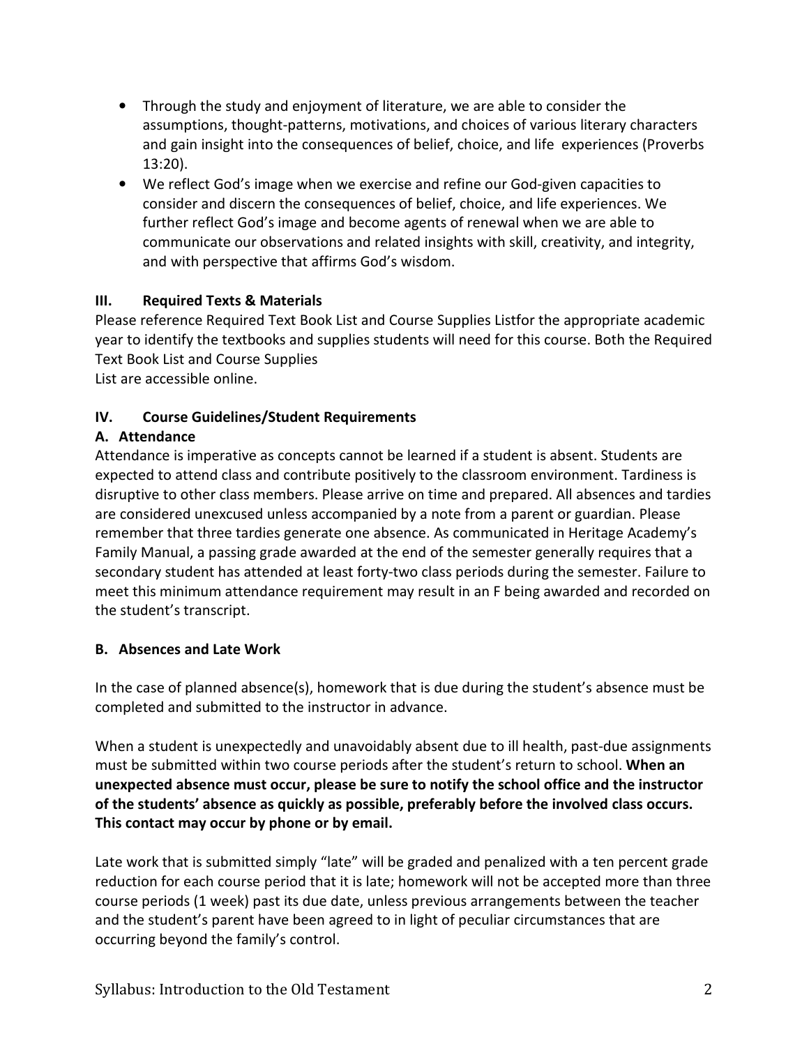- Through the study and enjoyment of literature, we are able to consider the assumptions, thought-patterns, motivations, and choices of various literary characters and gain insight into the consequences of belief, choice, and life experiences (Proverbs 13:20).
- We reflect God's image when we exercise and refine our God-given capacities to consider and discern the consequences of belief, choice, and life experiences. We further reflect God's image and become agents of renewal when we are able to communicate our observations and related insights with skill, creativity, and integrity, and with perspective that affirms God's wisdom.

## III. Required Texts & Materials

Please reference Required Text Book List and Course Supplies Listfor the appropriate academic year to identify the textbooks and supplies students will need for this course. Both the Required Text Book List and Course Supplies
List are accessible online.

## IV. Course Guidelines/Student Requirements

### A. Attendance

Attendance is imperative as concepts cannot be learned if a student is absent. Students are expected to attend class and contribute positively to the classroom environment. Tardiness is disruptive to other class members. Please arrive on time and prepared. All absences and tardies are considered unexcused unless accompanied by a note from a parent or guardian. Please remember that three tardies generate one absence. As communicated in Heritage Academy's Family Manual, a passing grade awarded at the end of the semester generally requires that a secondary student has attended at least forty-two class periods during the semester. Failure to meet this minimum attendance requirement may result in an F being awarded and recorded on the student's transcript.

### B. Absences and Late Work

In the case of planned absence(s), homework that is due during the student's absence must be completed and submitted to the instructor in advance.

When a student is unexpectedly and unavoidably absent due to ill health, past-due assignments must be submitted within two course periods after the student's return to school. **When an unexpected absence must occur, please be sure to notify the school office and the instructor of the students' absence as quickly as possible, preferably before the involved class occurs. This contact may occur by phone or by email.**

Late work that is submitted simply "late" will be graded and penalized with a ten percent grade reduction for each course period that it is late; homework will not be accepted more than three course periods (1 week) past its due date, unless previous arrangements between the teacher and the student's parent have been agreed to in light of peculiar circumstances that are occurring beyond the family's control.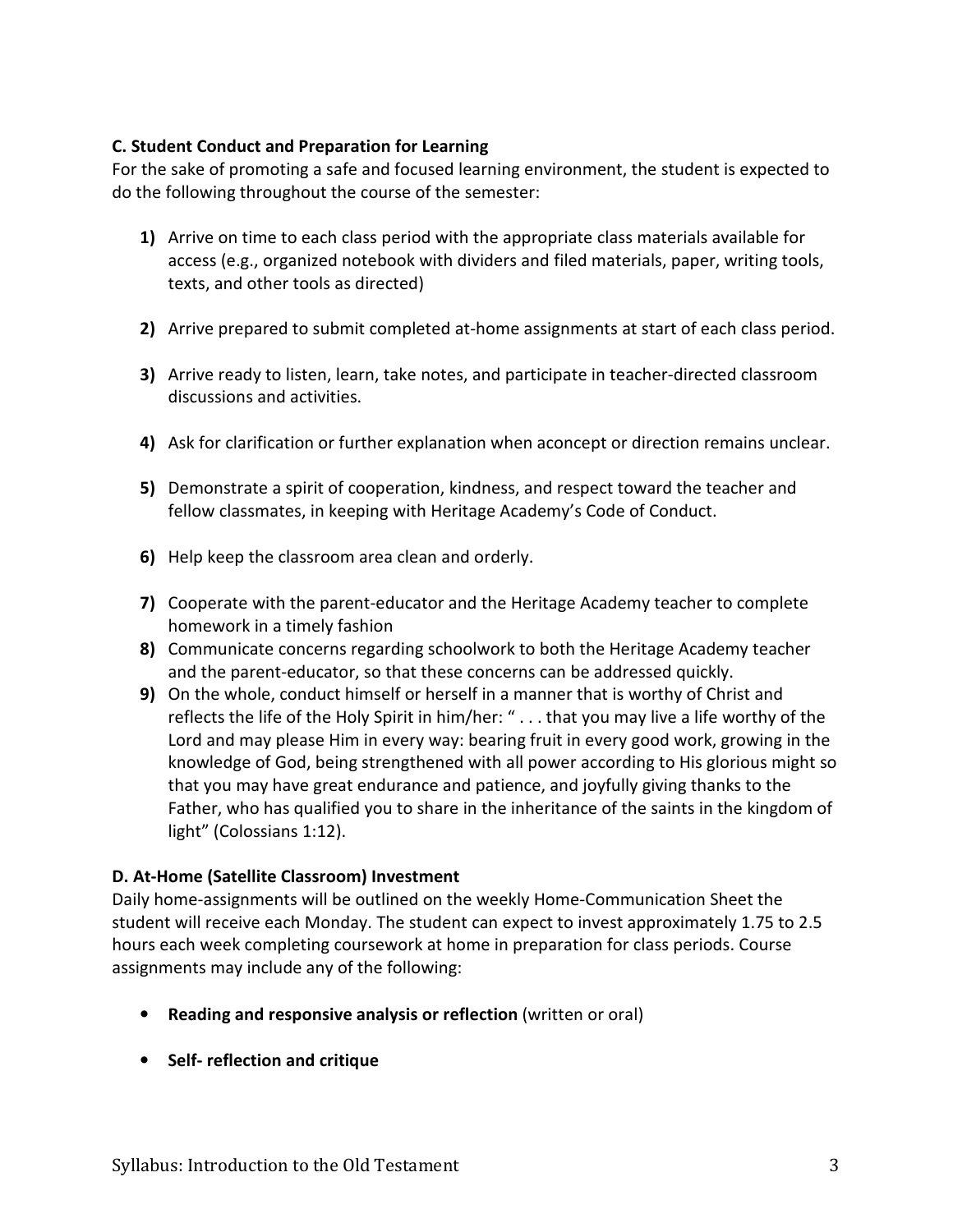**C. Student Conduct and Preparation for Learning**

For the sake of promoting a safe and focused learning environment, the student is expected to do the following throughout the course of the semester:

1) Arrive on time to each class period with the appropriate class materials available for access (e.g., organized notebook with dividers and filed materials, paper, writing tools, texts, and other tools as directed)

2) Arrive prepared to submit completed at-home assignments at start of each class period.

3) Arrive ready to listen, learn, take notes, and participate in teacher-directed classroom discussions and activities.

4) Ask for clarification or further explanation when aconcept or direction remains unclear.

5) Demonstrate a spirit of cooperation, kindness, and respect toward the teacher and fellow classmates, in keeping with Heritage Academy's Code of Conduct.

6) Help keep the classroom area clean and orderly.

7) Cooperate with the parent-educator and the Heritage Academy teacher to complete homework in a timely fashion
8) Communicate concerns regarding schoolwork to both the Heritage Academy teacher and the parent-educator, so that these concerns can be addressed quickly.
9) On the whole, conduct himself or herself in a manner that is worthy of Christ and reflects the life of the Holy Spirit in him/her: " . . . that you may live a life worthy of the Lord and may please Him in every way: bearing fruit in every good work, growing in the knowledge of God, being strengthened with all power according to His glorious might so that you may have great endurance and patience, and joyfully giving thanks to the Father, who has qualified you to share in the inheritance of the saints in the kingdom of light" (Colossians 1:12).

**D. At-Home (Satellite Classroom) Investment**

Daily home-assignments will be outlined on the weekly Home-Communication Sheet the student will receive each Monday. The student can expect to invest approximately 1.75 to 2.5 hours each week completing coursework at home in preparation for class periods. Course assignments may include any of the following:

- **Reading and responsive analysis or reflection** (written or oral)

- **Self- reflection and critique**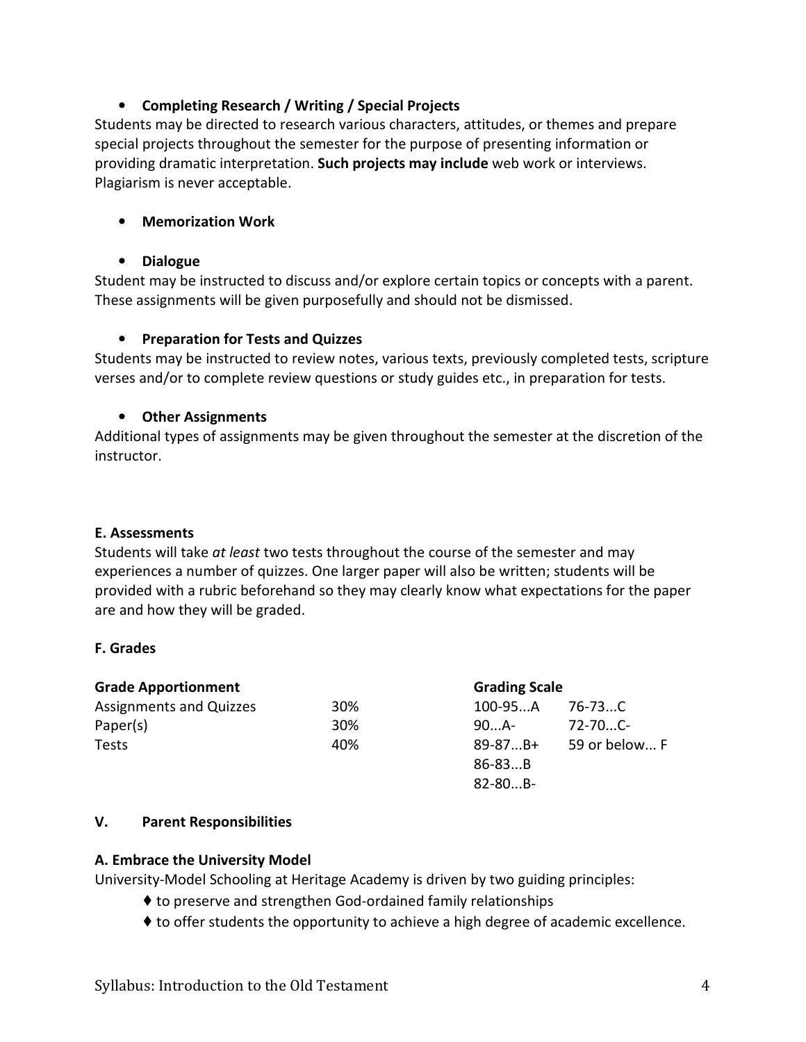- **Completing Research / Writing / Special Projects**

Students may be directed to research various characters, attitudes, or themes and prepare special projects throughout the semester for the purpose of presenting information or providing dramatic interpretation. **Such projects may include** web work or interviews. Plagiarism is never acceptable.

- **Memorization Work**

- **Dialogue**

Student may be instructed to discuss and/or explore certain topics or concepts with a parent. These assignments will be given purposefully and should not be dismissed.

- **Preparation for Tests and Quizzes**

Students may be instructed to review notes, various texts, previously completed tests, scripture verses and/or to complete review questions or study guides etc., in preparation for tests.

- **Other Assignments**

Additional types of assignments may be given throughout the semester at the discretion of the instructor.

**E. Assessments**

Students will take *at least* two tests throughout the course of the semester and may experiences a number of quizzes. One larger paper will also be written; students will be provided with a rubric beforehand so they may clearly know what expectations for the paper are and how they will be graded.

**F. Grades**

| Grade Apportionment | |
|---|---|
| Assignments and Quizzes | 30% |
| Paper(s) | 30% |
| Tests | 40% |

| Grading Scale | |
|---|---|
| 100-95...A | 76-73...C |
| 90...A- | 72-70...C- |
| 89-87...B+ | 59 or below... F |
| 86-83...B | |
| 82-80...B- | |

## V. Parent Responsibilities

**A. Embrace the University Model**

University-Model Schooling at Heritage Academy is driven by two guiding principles:

- ♦ to preserve and strengthen God-ordained family relationships
- ♦ to offer students the opportunity to achieve a high degree of academic excellence.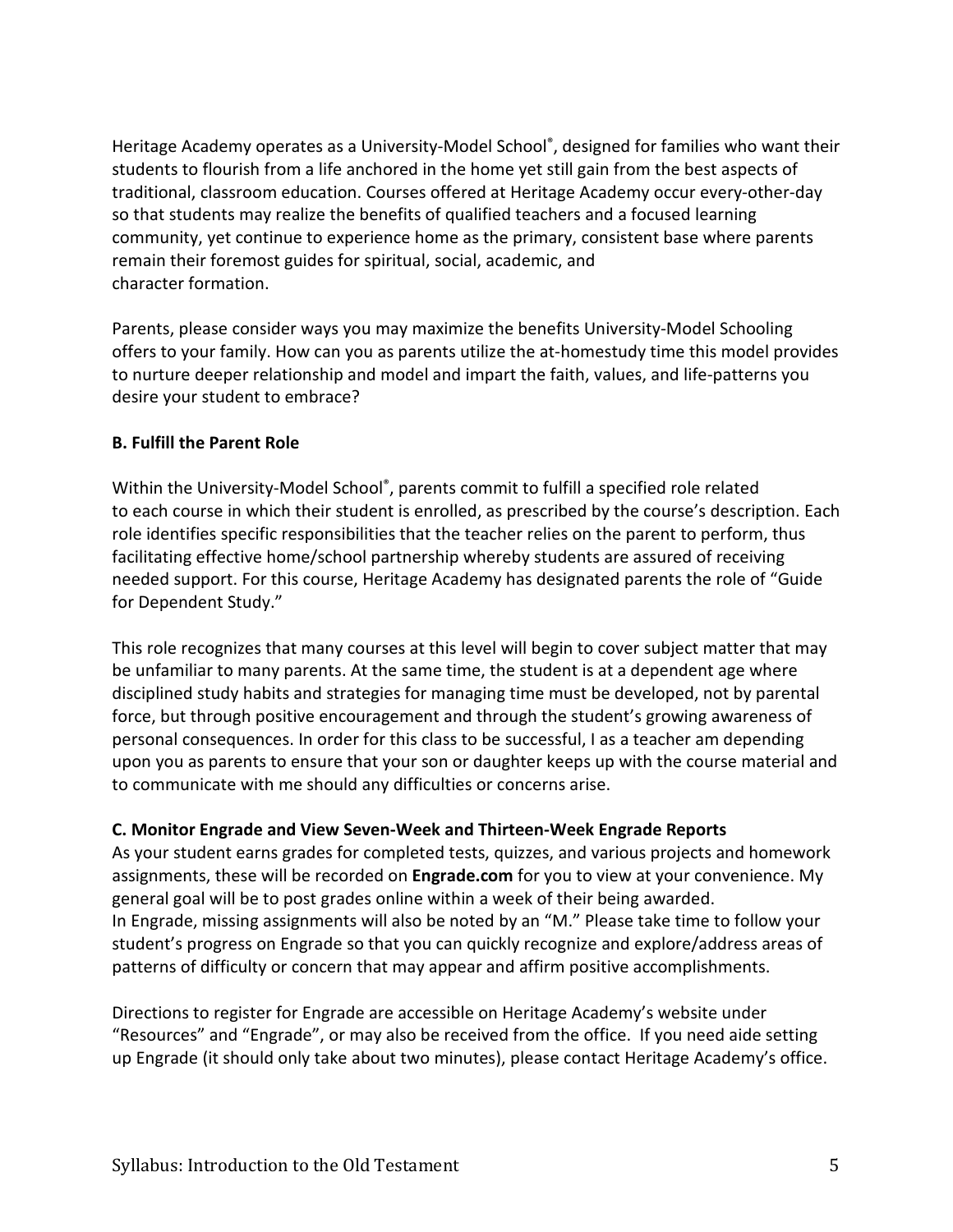Heritage Academy operates as a University-Model School®, designed for families who want their students to flourish from a life anchored in the home yet still gain from the best aspects of traditional, classroom education. Courses offered at Heritage Academy occur every-other-day so that students may realize the benefits of qualified teachers and a focused learning community, yet continue to experience home as the primary, consistent base where parents remain their foremost guides for spiritual, social, academic, and character formation.

Parents, please consider ways you may maximize the benefits University-Model Schooling offers to your family. How can you as parents utilize the at-homestudy time this model provides to nurture deeper relationship and model and impart the faith, values, and life-patterns you desire your student to embrace?

**B. Fulfill the Parent Role**

Within the University-Model School®, parents commit to fulfill a specified role related to each course in which their student is enrolled, as prescribed by the course's description. Each role identifies specific responsibilities that the teacher relies on the parent to perform, thus facilitating effective home/school partnership whereby students are assured of receiving needed support. For this course, Heritage Academy has designated parents the role of "Guide for Dependent Study."

This role recognizes that many courses at this level will begin to cover subject matter that may be unfamiliar to many parents. At the same time, the student is at a dependent age where disciplined study habits and strategies for managing time must be developed, not by parental force, but through positive encouragement and through the student's growing awareness of personal consequences. In order for this class to be successful, I as a teacher am depending upon you as parents to ensure that your son or daughter keeps up with the course material and to communicate with me should any difficulties or concerns arise.

**C. Monitor Engrade and View Seven-Week and Thirteen-Week Engrade Reports**

As your student earns grades for completed tests, quizzes, and various projects and homework assignments, these will be recorded on **Engrade.com** for you to view at your convenience. My general goal will be to post grades online within a week of their being awarded.
In Engrade, missing assignments will also be noted by an "M." Please take time to follow your student's progress on Engrade so that you can quickly recognize and explore/address areas of patterns of difficulty or concern that may appear and affirm positive accomplishments.

Directions to register for Engrade are accessible on Heritage Academy's website under "Resources" and "Engrade", or may also be received from the office. If you need aide setting up Engrade (it should only take about two minutes), please contact Heritage Academy's office.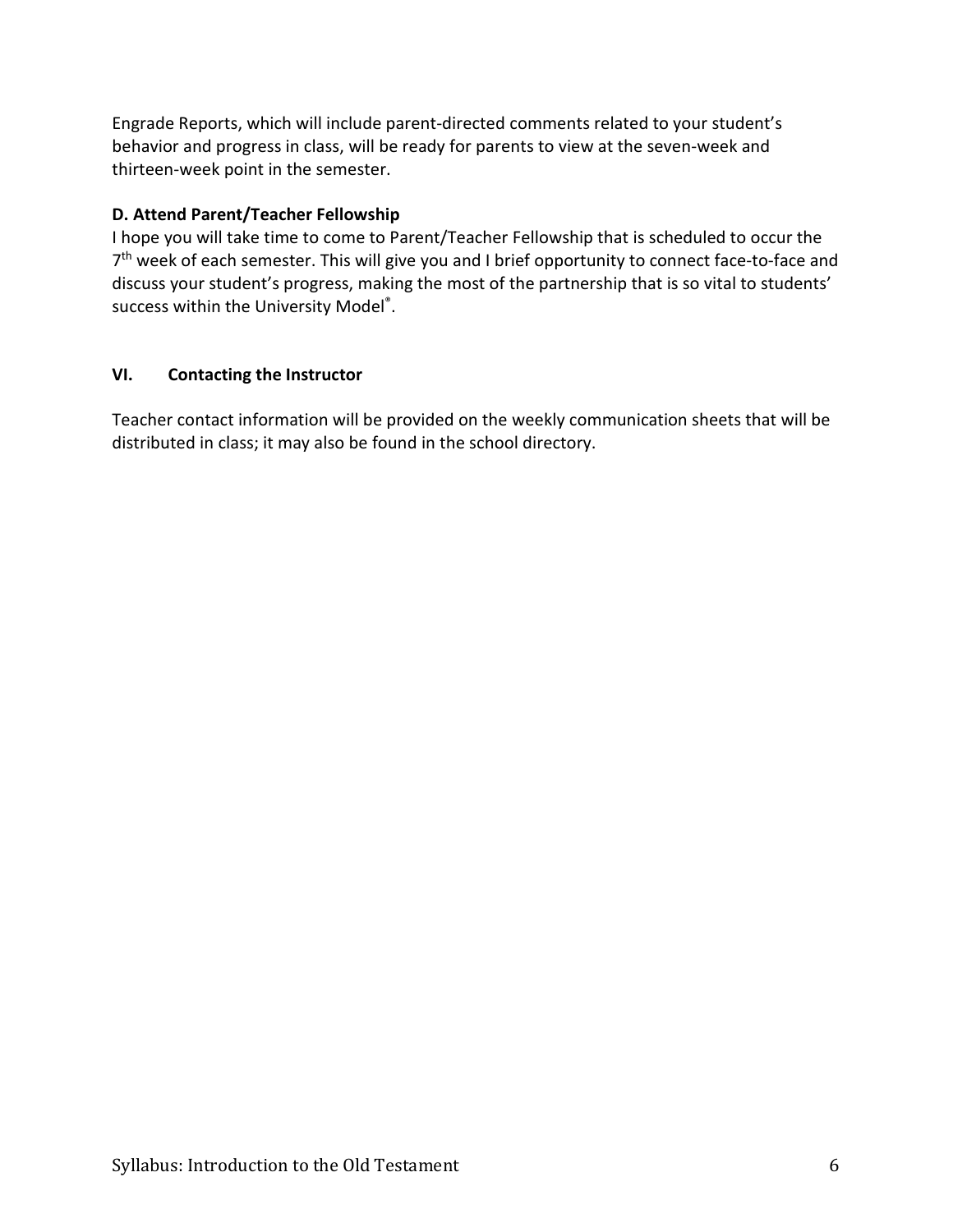Engrade Reports, which will include parent-directed comments related to your student's behavior and progress in class, will be ready for parents to view at the seven-week and thirteen-week point in the semester.

**D. Attend Parent/Teacher Fellowship**

I hope you will take time to come to Parent/Teacher Fellowship that is scheduled to occur the 7th week of each semester. This will give you and I brief opportunity to connect face-to-face and discuss your student's progress, making the most of the partnership that is so vital to students' success within the University Model®.

## VI. Contacting the Instructor

Teacher contact information will be provided on the weekly communication sheets that will be distributed in class; it may also be found in the school directory.